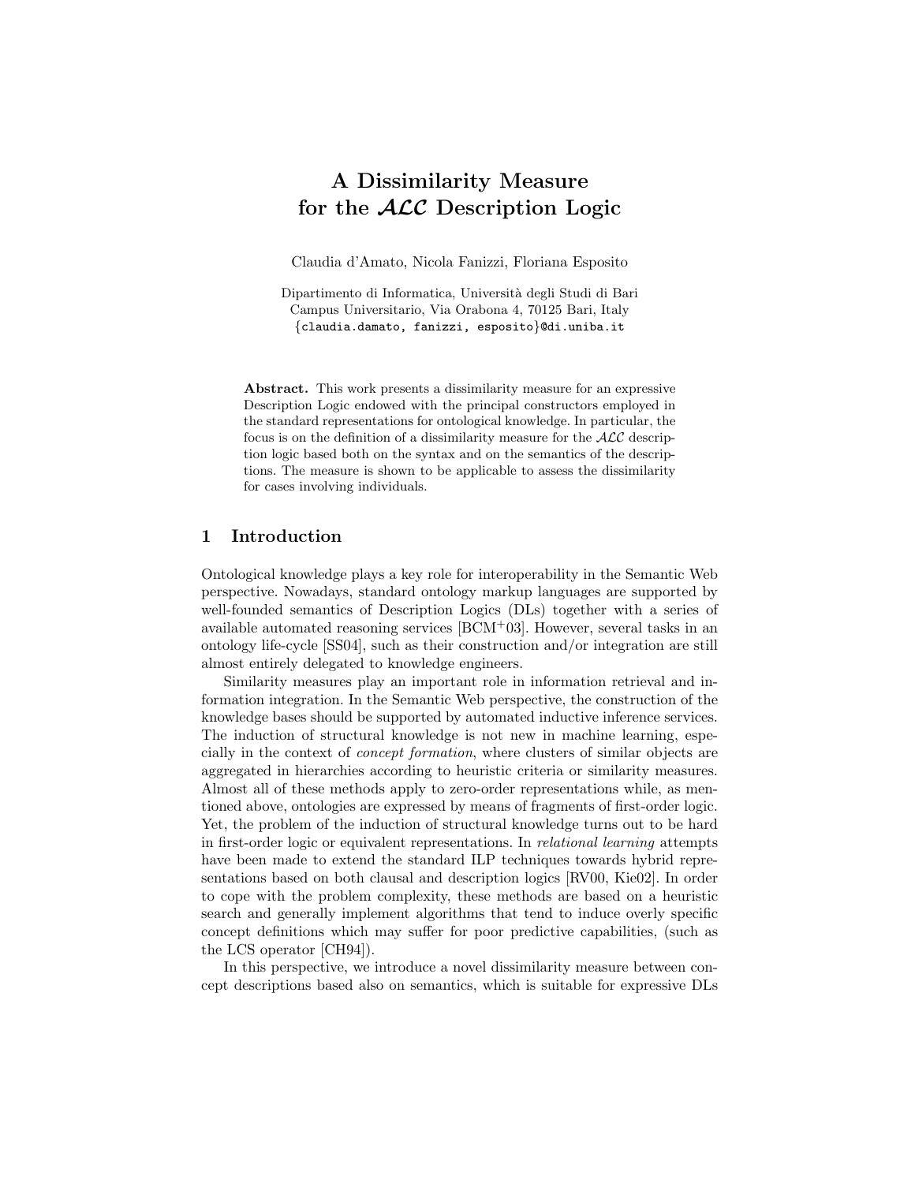# A Dissimilarity Measure for the $\mathcal{ALC}$ Description Logic

Claudia d'Amato, Nicola Fanizzi, Floriana Esposito

Dipartimento di Informatica, Università degli Studi di Bari
Campus Universitario, Via Orabona 4, 70125 Bari, Italy
{claudia.damato, fanizzi, esposito}@di.uniba.it

**Abstract.** This work presents a dissimilarity measure for an expressive Description Logic endowed with the principal constructors employed in the standard representations for ontological knowledge. In particular, the focus is on the definition of a dissimilarity measure for the $\mathcal{ALC}$ description logic based both on the syntax and on the semantics of the descriptions. The measure is shown to be applicable to assess the dissimilarity for cases involving individuals.

## 1 Introduction

Ontological knowledge plays a key role for interoperability in the Semantic Web perspective. Nowadays, standard ontology markup languages are supported by well-founded semantics of Description Logics (DLs) together with a series of available automated reasoning services [BCM+03]. However, several tasks in an ontology life-cycle [SS04], such as their construction and/or integration are still almost entirely delegated to knowledge engineers.

Similarity measures play an important role in information retrieval and information integration. In the Semantic Web perspective, the construction of the knowledge bases should be supported by automated inductive inference services. The induction of structural knowledge is not new in machine learning, especially in the context of *concept formation*, where clusters of similar objects are aggregated in hierarchies according to heuristic criteria or similarity measures. Almost all of these methods apply to zero-order representations while, as mentioned above, ontologies are expressed by means of fragments of first-order logic. Yet, the problem of the induction of structural knowledge turns out to be hard in first-order logic or equivalent representations. In *relational learning* attempts have been made to extend the standard ILP techniques towards hybrid representations based on both clausal and description logics [RV00, Kie02]. In order to cope with the problem complexity, these methods are based on a heuristic search and generally implement algorithms that tend to induce overly specific concept definitions which may suffer for poor predictive capabilities, (such as the LCS operator [CH94]).

In this perspective, we introduce a novel dissimilarity measure between concept descriptions based also on semantics, which is suitable for expressive DLs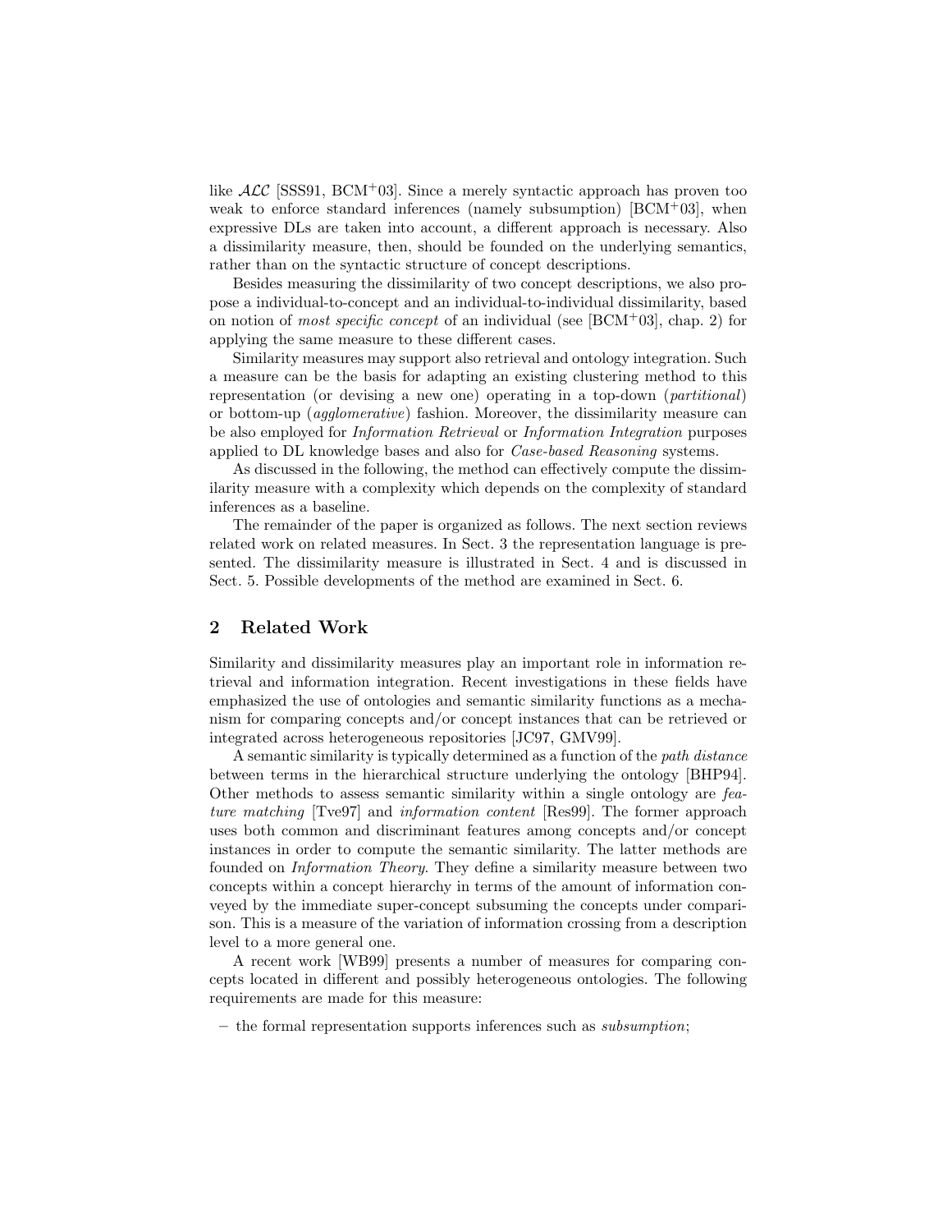like $\mathcal{ALC}$ [SSS91, BCM$^+$03]. Since a merely syntactic approach has proven too weak to enforce standard inferences (namely subsumption) [BCM$^+$03], when expressive DLs are taken into account, a different approach is necessary. Also a dissimilarity measure, then, should be founded on the underlying semantics, rather than on the syntactic structure of concept descriptions.

Besides measuring the dissimilarity of two concept descriptions, we also propose a individual-to-concept and an individual-to-individual dissimilarity, based on notion of *most specific concept* of an individual (see [BCM$^+$03], chap. 2) for applying the same measure to these different cases.

Similarity measures may support also retrieval and ontology integration. Such a measure can be the basis for adapting an existing clustering method to this representation (or devising a new one) operating in a top-down (*partitional*) or bottom-up (*agglomerative*) fashion. Moreover, the dissimilarity measure can be also employed for *Information Retrieval* or *Information Integration* purposes applied to DL knowledge bases and also for *Case-based Reasoning* systems.

As discussed in the following, the method can effectively compute the dissimilarity measure with a complexity which depends on the complexity of standard inferences as a baseline.

The remainder of the paper is organized as follows. The next section reviews related work on related measures. In Sect. 3 the representation language is presented. The dissimilarity measure is illustrated in Sect. 4 and is discussed in Sect. 5. Possible developments of the method are examined in Sect. 6.

## 2 Related Work

Similarity and dissimilarity measures play an important role in information retrieval and information integration. Recent investigations in these fields have emphasized the use of ontologies and semantic similarity functions as a mechanism for comparing concepts and/or concept instances that can be retrieved or integrated across heterogeneous repositories [JC97, GMV99].

A semantic similarity is typically determined as a function of the *path distance* between terms in the hierarchical structure underlying the ontology [BHP94]. Other methods to assess semantic similarity within a single ontology are *feature matching* [Tve97] and *information content* [Res99]. The former approach uses both common and discriminant features among concepts and/or concept instances in order to compute the semantic similarity. The latter methods are founded on *Information Theory*. They define a similarity measure between two concepts within a concept hierarchy in terms of the amount of information conveyed by the immediate super-concept subsuming the concepts under comparison. This is a measure of the variation of information crossing from a description level to a more general one.

A recent work [WB99] presents a number of measures for comparing concepts located in different and possibly heterogeneous ontologies. The following requirements are made for this measure:

- the formal representation supports inferences such as *subsumption*;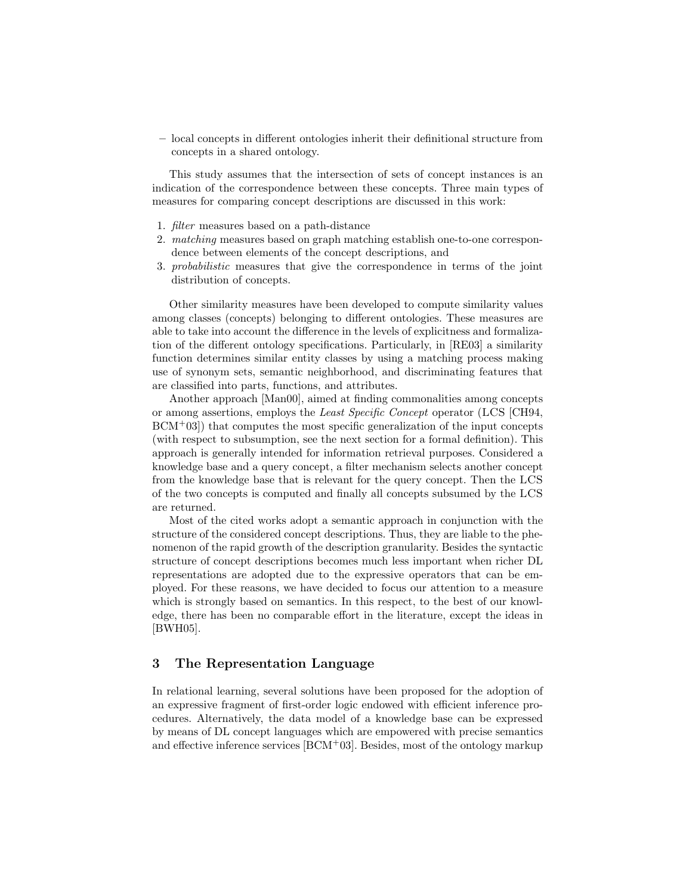– local concepts in different ontologies inherit their definitional structure from concepts in a shared ontology.

This study assumes that the intersection of sets of concept instances is an indication of the correspondence between these concepts. Three main types of measures for comparing concept descriptions are discussed in this work:

1. *filter* measures based on a path-distance
2. *matching* measures based on graph matching establish one-to-one correspondence between elements of the concept descriptions, and
3. *probabilistic* measures that give the correspondence in terms of the joint distribution of concepts.

Other similarity measures have been developed to compute similarity values among classes (concepts) belonging to different ontologies. These measures are able to take into account the difference in the levels of explicitness and formalization of the different ontology specifications. Particularly, in [RE03] a similarity function determines similar entity classes by using a matching process making use of synonym sets, semantic neighborhood, and discriminating features that are classified into parts, functions, and attributes.

Another approach [Man00], aimed at finding commonalities among concepts or among assertions, employs the *Least Specific Concept* operator (LCS [CH94, BCM+03]) that computes the most specific generalization of the input concepts (with respect to subsumption, see the next section for a formal definition). This approach is generally intended for information retrieval purposes. Considered a knowledge base and a query concept, a filter mechanism selects another concept from the knowledge base that is relevant for the query concept. Then the LCS of the two concepts is computed and finally all concepts subsumed by the LCS are returned.

Most of the cited works adopt a semantic approach in conjunction with the structure of the considered concept descriptions. Thus, they are liable to the phenomenon of the rapid growth of the description granularity. Besides the syntactic structure of concept descriptions becomes much less important when richer DL representations are adopted due to the expressive operators that can be employed. For these reasons, we have decided to focus our attention to a measure which is strongly based on semantics. In this respect, to the best of our knowledge, there has been no comparable effort in the literature, except the ideas in [BWH05].

## 3 The Representation Language

In relational learning, several solutions have been proposed for the adoption of an expressive fragment of first-order logic endowed with efficient inference procedures. Alternatively, the data model of a knowledge base can be expressed by means of DL concept languages which are empowered with precise semantics and effective inference services [BCM+03]. Besides, most of the ontology markup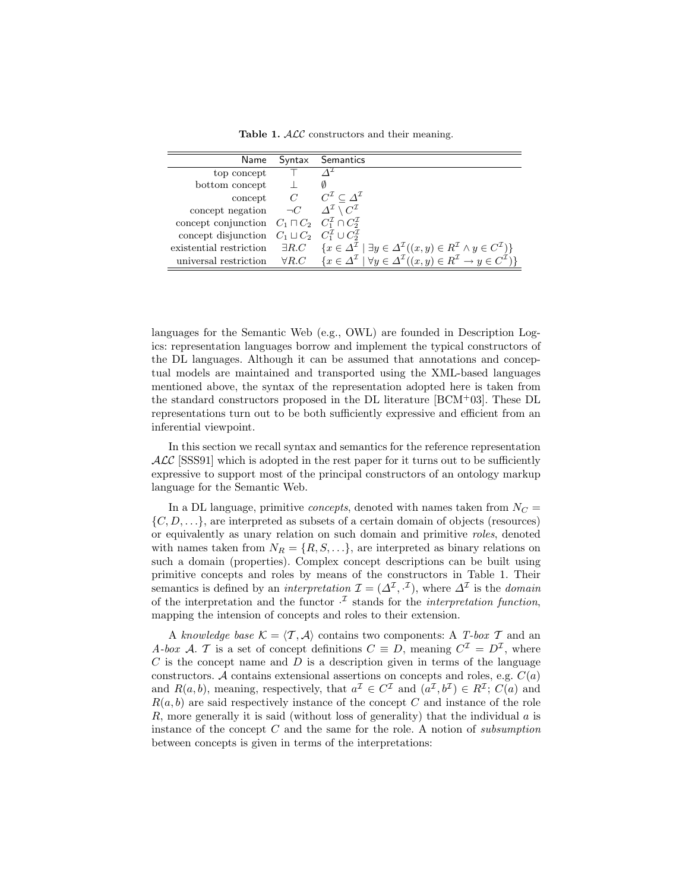**Table 1.** $\mathcal{ALC}$ constructors and their meaning.

| Name | Syntax | Semantics |
|---|---|---|
| top concept | $\top$ | $\Delta^\mathcal{I}$ |
| bottom concept | $\bot$ | $\emptyset$ |
| concept | $C$ | $C^\mathcal{I} \subseteq \Delta^\mathcal{I}$ |
| concept negation | $\neg C$ | $\Delta^\mathcal{I} \setminus C^\mathcal{I}$ |
| concept conjunction | $C_1 \sqcap C_2$ | $C_1^\mathcal{I} \cap C_2^\mathcal{I}$ |
| concept disjunction | $C_1 \sqcup C_2$ | $C_1^\mathcal{I} \cup C_2^\mathcal{I}$ |
| existential restriction | $\exists R.C$ | $\{x \in \Delta^\mathcal{I} \mid \exists y \in \Delta^\mathcal{I}((x,y) \in R^\mathcal{I} \wedge y \in C^\mathcal{I})\}$ |
| universal restriction | $\forall R.C$ | $\{x \in \Delta^\mathcal{I} \mid \forall y \in \Delta^\mathcal{I}((x,y) \in R^\mathcal{I} \rightarrow y \in C^\mathcal{I})\}$ |

languages for the Semantic Web (e.g., OWL) are founded in Description Logics: representation languages borrow and implement the typical constructors of the DL languages. Although it can be assumed that annotations and conceptual models are maintained and transported using the XML-based languages mentioned above, the syntax of the representation adopted here is taken from the standard constructors proposed in the DL literature [BCM+03]. These DL representations turn out to be both sufficiently expressive and efficient from an inferential viewpoint.

In this section we recall syntax and semantics for the reference representation $\mathcal{ALC}$ [SSS91] which is adopted in the rest paper for it turns out to be sufficiently expressive to support most of the principal constructors of an ontology markup language for the Semantic Web.

In a DL language, primitive *concepts*, denoted with names taken from $N_C = \{C, D, \ldots\}$, are interpreted as subsets of a certain domain of objects (resources) or equivalently as unary relation on such domain and primitive *roles*, denoted with names taken from $N_R = \{R, S, \ldots\}$, are interpreted as binary relations on such a domain (properties). Complex concept descriptions can be built using primitive concepts and roles by means of the constructors in Table 1. Their semantics is defined by an *interpretation* $\mathcal{I} = (\Delta^\mathcal{I}, \cdot^\mathcal{I})$, where $\Delta^\mathcal{I}$ is the *domain* of the interpretation and the functor $\cdot^\mathcal{I}$ stands for the *interpretation function*, mapping the intension of concepts and roles to their extension.

A *knowledge base* $\mathcal{K} = \langle \mathcal{T}, \mathcal{A} \rangle$ contains two components: A *T-box* $\mathcal{T}$ and an *A-box* $\mathcal{A}$. $\mathcal{T}$ is a set of concept definitions $C \equiv D$, meaning $C^\mathcal{I} = D^\mathcal{I}$, where $C$ is the concept name and $D$ is a description given in terms of the language constructors. $\mathcal{A}$ contains extensional assertions on concepts and roles, e.g. $C(a)$ and $R(a, b)$, meaning, respectively, that $a^\mathcal{I} \in C^\mathcal{I}$ and $(a^\mathcal{I}, b^\mathcal{I}) \in R^\mathcal{I}$; $C(a)$ and $R(a, b)$ are said respectively instance of the concept $C$ and instance of the role $R$, more generally it is said (without loss of generality) that the individual $a$ is instance of the concept $C$ and the same for the role. A notion of *subsumption* between concepts is given in terms of the interpretations: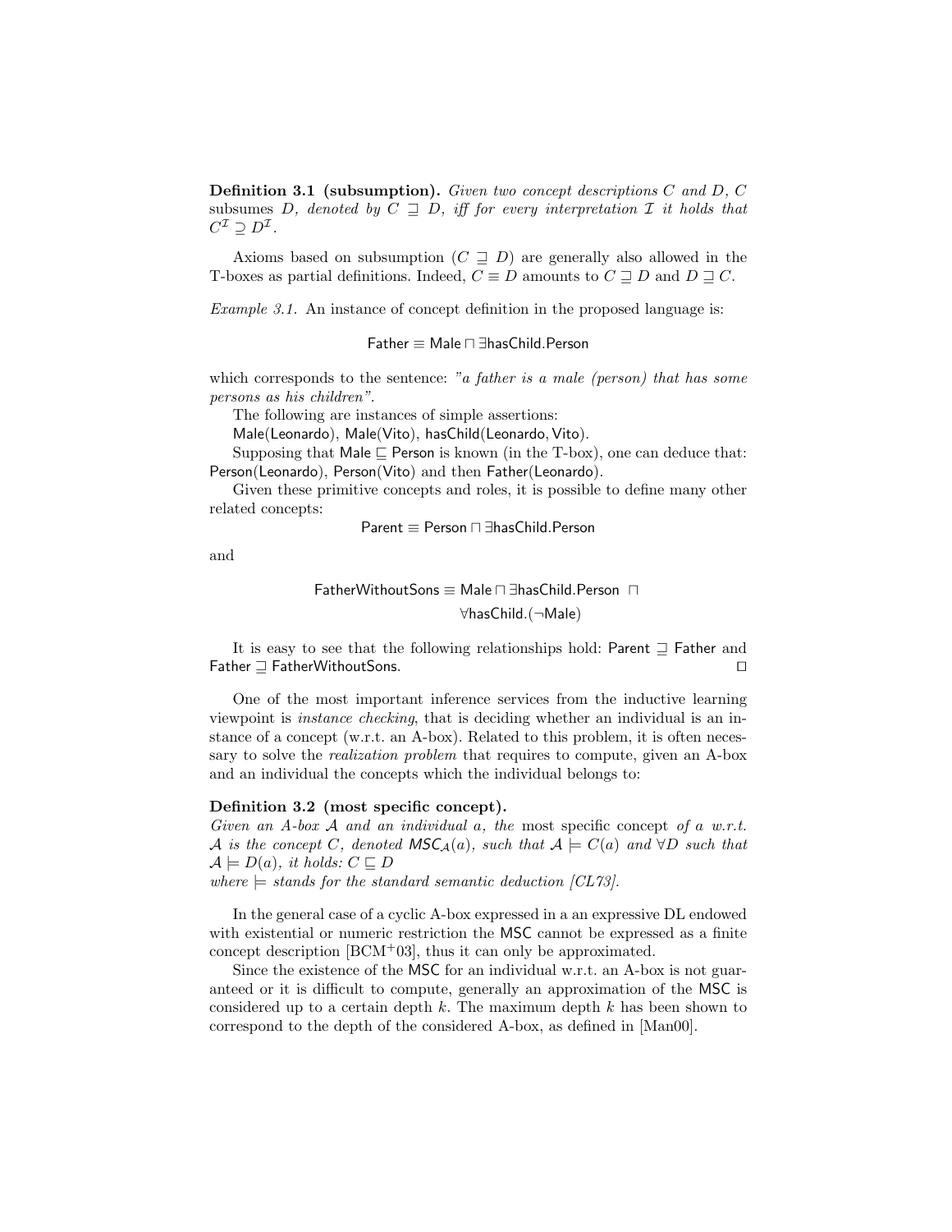**Definition 3.1 (subsumption).** *Given two concept descriptions $C$ and $D$, $C$* subsumes *$D$, denoted by $C \sqsupseteq D$, iff for every interpretation $\mathcal{I}$ it holds that $C^{\mathcal{I}} \supseteq D^{\mathcal{I}}$.*

Axioms based on subsumption ($C \sqsupseteq D$) are generally also allowed in the T-boxes as partial definitions. Indeed, $C \equiv D$ amounts to $C \sqsupseteq D$ and $D \sqsupseteq C$.

*Example 3.1.* An instance of concept definition in the proposed language is:

$$\mathsf{Father} \equiv \mathsf{Male} \sqcap \exists \mathsf{hasChild}.\mathsf{Person}$$

which corresponds to the sentence: *"a father is a male (person) that has some persons as his children"*.

The following are instances of simple assertions:

$\mathsf{Male}(\mathsf{Leonardo})$, $\mathsf{Male}(\mathsf{Vito})$, $\mathsf{hasChild}(\mathsf{Leonardo}, \mathsf{Vito})$.

Supposing that $\mathsf{Male} \sqsubseteq \mathsf{Person}$ is known (in the T-box), one can deduce that: $\mathsf{Person}(\mathsf{Leonardo})$, $\mathsf{Person}(\mathsf{Vito})$ and then $\mathsf{Father}(\mathsf{Leonardo})$.

Given these primitive concepts and roles, it is possible to define many other related concepts:

$$\mathsf{Parent} \equiv \mathsf{Person} \sqcap \exists \mathsf{hasChild}.\mathsf{Person}$$

and

$$\mathsf{FatherWithoutSons} \equiv \mathsf{Male} \sqcap \exists \mathsf{hasChild}.\mathsf{Person} \sqcap \forall \mathsf{hasChild}.(\neg \mathsf{Male})$$

It is easy to see that the following relationships hold: $\mathsf{Parent} \sqsupseteq \mathsf{Father}$ and $\mathsf{Father} \sqsupseteq \mathsf{FatherWithoutSons}$. □

One of the most important inference services from the inductive learning viewpoint is *instance checking*, that is deciding whether an individual is an instance of a concept (w.r.t. an A-box). Related to this problem, it is often necessary to solve the *realization problem* that requires to compute, given an A-box and an individual the concepts which the individual belongs to:

**Definition 3.2 (most specific concept).**
*Given an A-box $\mathcal{A}$ and an individual $a$, the* most specific concept *of $a$ w.r.t. $\mathcal{A}$ is the concept $C$, denoted $\mathsf{MSC}_{\mathcal{A}}(a)$, such that $\mathcal{A} \models C(a)$ and $\forall D$ such that $\mathcal{A} \models D(a)$, it holds: $C \sqsubseteq D$*
*where $\models$ stands for the standard semantic deduction [CL73].*

In the general case of a cyclic A-box expressed in a an expressive DL endowed with existential or numeric restriction the MSC cannot be expressed as a finite concept description [BCM+03], thus it can only be approximated.

Since the existence of the MSC for an individual w.r.t. an A-box is not guaranteed or it is difficult to compute, generally an approximation of the MSC is considered up to a certain depth $k$. The maximum depth $k$ has been shown to correspond to the depth of the considered A-box, as defined in [Man00].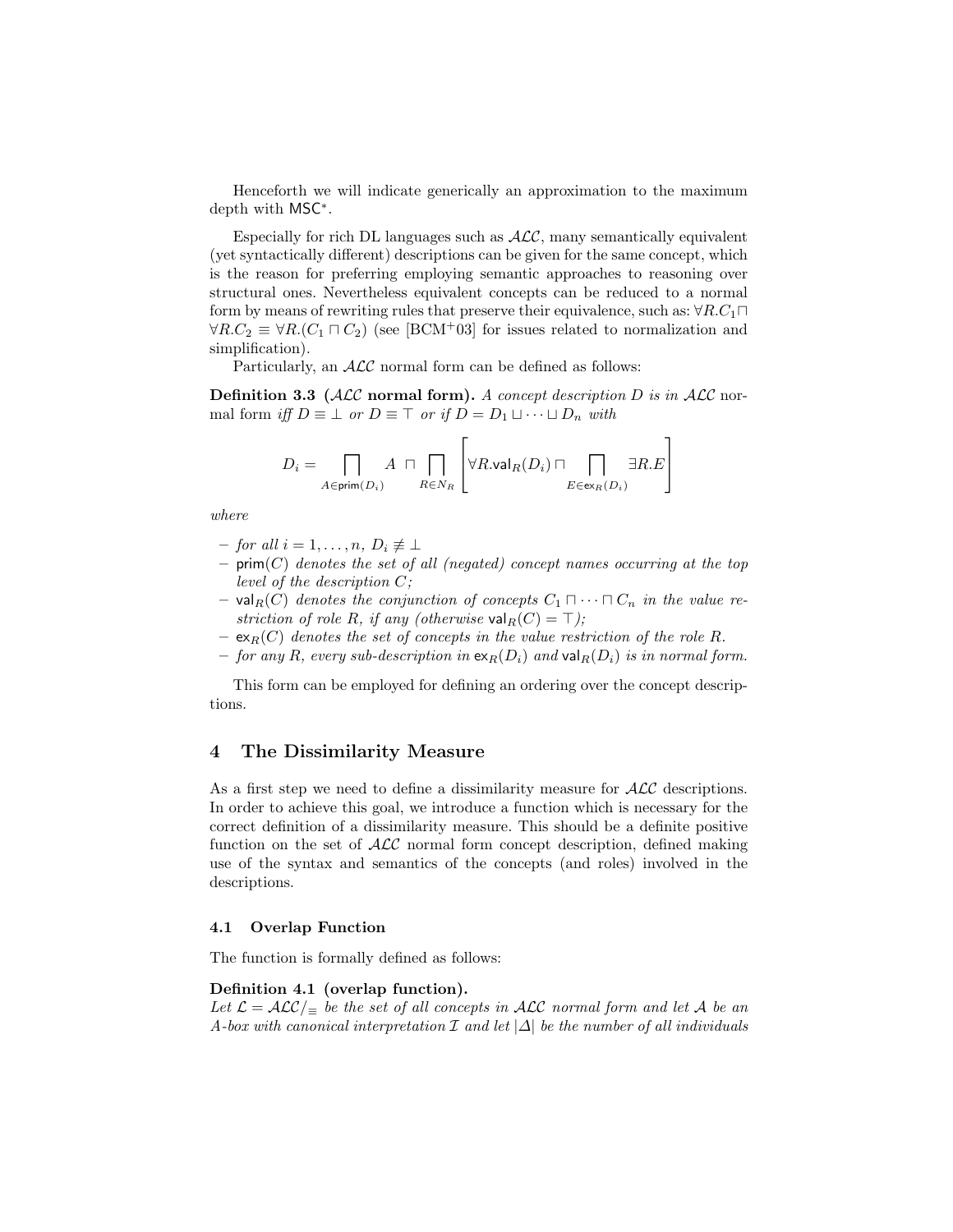Henceforth we will indicate generically an approximation to the maximum depth with $\mathsf{MSC}^*$.

Especially for rich DL languages such as $\mathcal{ALC}$, many semantically equivalent (yet syntactically different) descriptions can be given for the same concept, which is the reason for preferring employing semantic approaches to reasoning over structural ones. Nevertheless equivalent concepts can be reduced to a normal form by means of rewriting rules that preserve their equivalence, such as: $\forall R.C_1 \sqcap \forall R.C_2 \equiv \forall R.(C_1 \sqcap C_2)$ (see [BCM+03] for issues related to normalization and simplification).

Particularly, an $\mathcal{ALC}$ normal form can be defined as follows:

**Definition 3.3 ($\mathcal{ALC}$ normal form).** *A concept description $D$ is in $\mathcal{ALC}$ normal form iff $D \equiv \bot$ or $D \equiv \top$ or if $D = D_1 \sqcup \cdots \sqcup D_n$ with*

$$D_i = \bigsqcap_{A \in \mathsf{prim}(D_i)} A \ \sqcap \bigsqcap_{R \in N_R} \left[ \forall R.\mathsf{val}_R(D_i) \sqcap \bigsqcap_{E \in \mathsf{ex}_R(D_i)} \exists R.E \right]$$

*where*

- *for all $i = 1, \ldots, n$, $D_i \not\equiv \bot$*
- *$\mathsf{prim}(C)$ denotes the set of all (negated) concept names occurring at the top level of the description $C$;*
- *$\mathsf{val}_R(C)$ denotes the conjunction of concepts $C_1 \sqcap \cdots \sqcap C_n$ in the value restriction of role $R$, if any (otherwise $\mathsf{val}_R(C) = \top$);*
- *$\mathsf{ex}_R(C)$ denotes the set of concepts in the value restriction of the role $R$.*
- *for any $R$, every sub-description in $\mathsf{ex}_R(D_i)$ and $\mathsf{val}_R(D_i)$ is in normal form.*

This form can be employed for defining an ordering over the concept descriptions.

## 4 The Dissimilarity Measure

As a first step we need to define a dissimilarity measure for $\mathcal{ALC}$ descriptions. In order to achieve this goal, we introduce a function which is necessary for the correct definition of a dissimilarity measure. This should be a definite positive function on the set of $\mathcal{ALC}$ normal form concept description, defined making use of the syntax and semantics of the concepts (and roles) involved in the descriptions.

### 4.1 Overlap Function

The function is formally defined as follows:

**Definition 4.1 (overlap function).**
*Let $\mathcal{L} = \mathcal{ALC}/_{\equiv}$ be the set of all concepts in $\mathcal{ALC}$ normal form and let $\mathcal{A}$ be an A-box with canonical interpretation $\mathcal{I}$ and let $|\Delta|$ be the number of all individuals*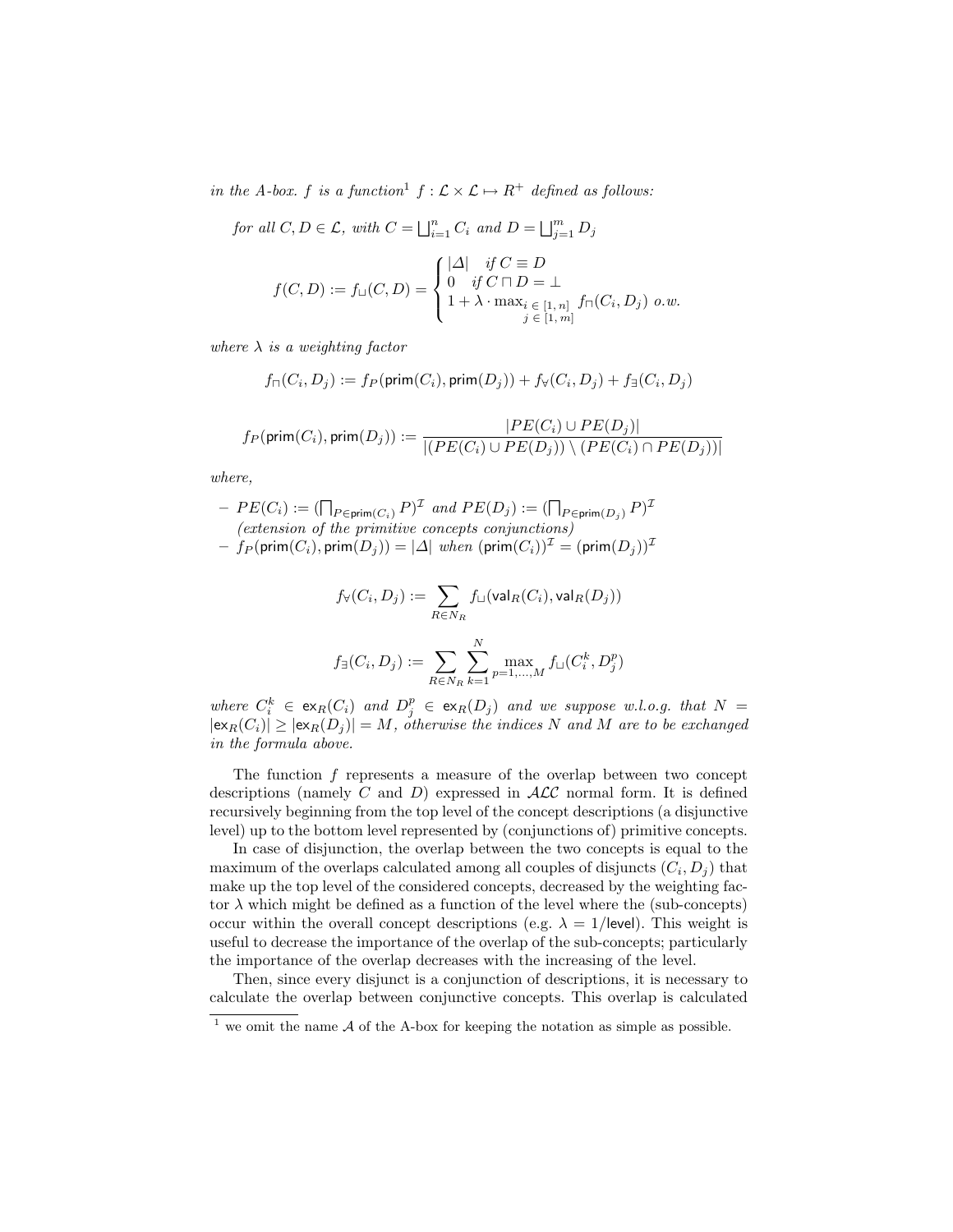*in the A-box. $f$ is a function*[1] $f : \mathcal{L} \times \mathcal{L} \mapsto R^+$ *defined as follows:*

*for all* $C, D \in \mathcal{L}$, *with* $C = \bigsqcup_{i=1}^{n} C_i$ *and* $D = \bigsqcup_{j=1}^{m} D_j$

$$f(C, D) := f_\sqcup(C, D) = \begin{cases} |\Delta| & \text{if } C \equiv D \\ 0 & \text{if } C \sqcap D = \bot \\ 1 + \lambda \cdot \max_{\substack{i \in [1, n] \\ j \in [1, m]}} f_\sqcap(C_i, D_j) & o.w. \end{cases}$$

*where $\lambda$ is a weighting factor*

$$f_\sqcap(C_i, D_j) := f_P(\mathsf{prim}(C_i), \mathsf{prim}(D_j)) + f_\forall(C_i, D_j) + f_\exists(C_i, D_j)$$

$$f_P(\mathsf{prim}(C_i), \mathsf{prim}(D_j)) := \frac{|PE(C_i) \cup PE(D_j)|}{|(PE(C_i) \cup PE(D_j)) \setminus (PE(C_i) \cap PE(D_j))|}$$

*where,*

- $PE(C_i) := (\bigsqcap_{P \in \mathsf{prim}(C_i)} P)^\mathcal{I}$ *and* $PE(D_j) := (\bigsqcap_{P \in \mathsf{prim}(D_j)} P)^\mathcal{I}$ *(extension of the primitive concepts conjunctions)*
- $f_P(\mathsf{prim}(C_i), \mathsf{prim}(D_j)) = |\Delta|$ *when* $(\mathsf{prim}(C_i))^\mathcal{I} = (\mathsf{prim}(D_j))^\mathcal{I}$

$$f_\forall(C_i, D_j) := \sum_{R \in N_R} f_\sqcup(\mathsf{val}_R(C_i), \mathsf{val}_R(D_j))$$

$$f_\exists(C_i, D_j) := \sum_{R \in N_R} \sum_{k=1}^{N} \max_{p=1,\ldots,M} f_\sqcup(C_i^k, D_j^p)$$

*where* $C_i^k \in \mathsf{ex}_R(C_i)$ *and* $D_j^p \in \mathsf{ex}_R(D_j)$ *and we suppose w.l.o.g. that* $N = |\mathsf{ex}_R(C_i)| \geq |\mathsf{ex}_R(D_j)| = M$, *otherwise the indices $N$ and $M$ are to be exchanged in the formula above.*

The function $f$ represents a measure of the overlap between two concept descriptions (namely $C$ and $D$) expressed in $\mathcal{ALC}$ normal form. It is defined recursively beginning from the top level of the concept descriptions (a disjunctive level) up to the bottom level represented by (conjunctions of) primitive concepts.

In case of disjunction, the overlap between the two concepts is equal to the maximum of the overlaps calculated among all couples of disjuncts $(C_i, D_j)$ that make up the top level of the considered concepts, decreased by the weighting factor $\lambda$ which might be defined as a function of the level where the (sub-concepts) occur within the overall concept descriptions (e.g. $\lambda = 1/\mathsf{level}$). This weight is useful to decrease the importance of the overlap of the sub-concepts; particularly the importance of the overlap decreases with the increasing of the level.

Then, since every disjunct is a conjunction of descriptions, it is necessary to calculate the overlap between conjunctive concepts. This overlap is calculated

[1] we omit the name $\mathcal{A}$ of the A-box for keeping the notation as simple as possible.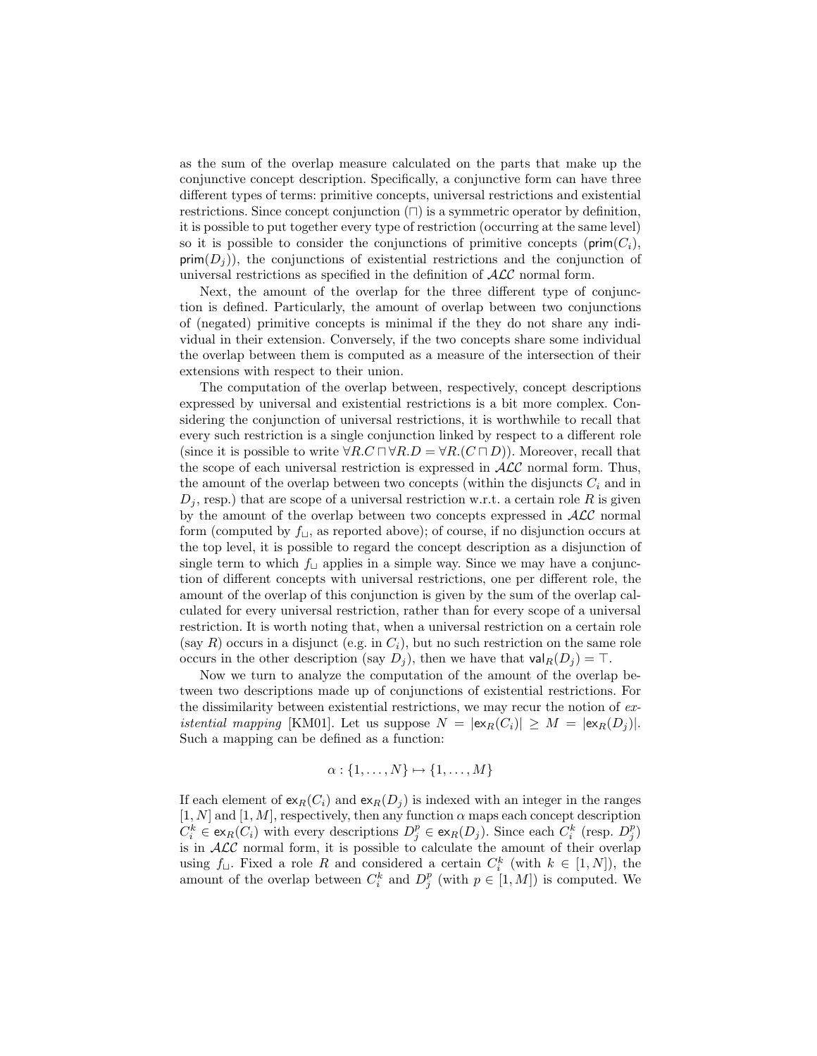as the sum of the overlap measure calculated on the parts that make up the conjunctive concept description. Specifically, a conjunctive form can have three different types of terms: primitive concepts, universal restrictions and existential restrictions. Since concept conjunction ($\sqcap$) is a symmetric operator by definition, it is possible to put together every type of restriction (occurring at the same level) so it is possible to consider the conjunctions of primitive concepts ($\mathsf{prim}(C_i)$, $\mathsf{prim}(D_j)$), the conjunctions of existential restrictions and the conjunction of universal restrictions as specified in the definition of $\mathcal{ALC}$ normal form.

Next, the amount of the overlap for the three different type of conjunction is defined. Particularly, the amount of overlap between two conjunctions of (negated) primitive concepts is minimal if the they do not share any individual in their extension. Conversely, if the two concepts share some individual the overlap between them is computed as a measure of the intersection of their extensions with respect to their union.

The computation of the overlap between, respectively, concept descriptions expressed by universal and existential restrictions is a bit more complex. Considering the conjunction of universal restrictions, it is worthwhile to recall that every such restriction is a single conjunction linked by respect to a different role (since it is possible to write $\forall R.C \sqcap \forall R.D = \forall R.(C \sqcap D)$). Moreover, recall that the scope of each universal restriction is expressed in $\mathcal{ALC}$ normal form. Thus, the amount of the overlap between two concepts (within the disjuncts $C_i$ and in $D_j$, resp.) that are scope of a universal restriction w.r.t. a certain role $R$ is given by the amount of the overlap between two concepts expressed in $\mathcal{ALC}$ normal form (computed by $f_\sqcup$, as reported above); of course, if no disjunction occurs at the top level, it is possible to regard the concept description as a disjunction of single term to which $f_\sqcup$ applies in a simple way. Since we may have a conjunction of different concepts with universal restrictions, one per different role, the amount of the overlap of this conjunction is given by the sum of the overlap calculated for every universal restriction, rather than for every scope of a universal restriction. It is worth noting that, when a universal restriction on a certain role (say $R$) occurs in a disjunct (e.g. in $C_i$), but no such restriction on the same role occurs in the other description (say $D_j$), then we have that $\mathsf{val}_R(D_j) = \top$.

Now we turn to analyze the computation of the amount of the overlap between two descriptions made up of conjunctions of existential restrictions. For the dissimilarity between existential restrictions, we may recur the notion of *existential mapping* [KM01]. Let us suppose $N = |\mathsf{ex}_R(C_i)| \geq M = |\mathsf{ex}_R(D_j)|$. Such a mapping can be defined as a function:

$$\alpha : \{1, \ldots, N\} \mapsto \{1, \ldots, M\}$$

If each element of $\mathsf{ex}_R(C_i)$ and $\mathsf{ex}_R(D_j)$ is indexed with an integer in the ranges $[1, N]$ and $[1, M]$, respectively, then any function $\alpha$ maps each concept description $C_i^k \in \mathsf{ex}_R(C_i)$ with every descriptions $D_j^p \in \mathsf{ex}_R(D_j)$. Since each $C_i^k$ (resp. $D_j^p$) is in $\mathcal{ALC}$ normal form, it is possible to calculate the amount of their overlap using $f_\sqcup$. Fixed a role $R$ and considered a certain $C_i^k$ (with $k \in [1, N]$), the amount of the overlap between $C_i^k$ and $D_j^p$ (with $p \in [1, M]$) is computed. We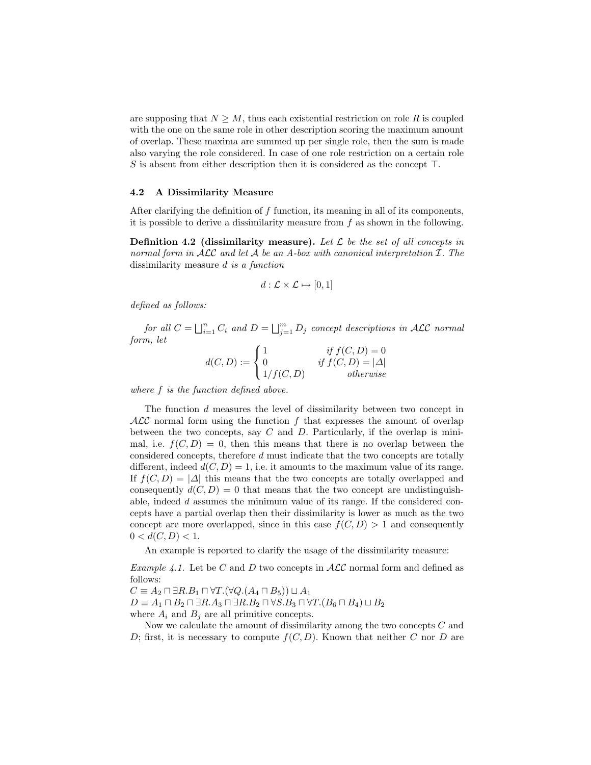are supposing that $N \geq M$, thus each existential restriction on role $R$ is coupled with the one on the same role in other description scoring the maximum amount of overlap. These maxima are summed up per single role, then the sum is made also varying the role considered. In case of one role restriction on a certain role $S$ is absent from either description then it is considered as the concept $\top$.

### 4.2 A Dissimilarity Measure

After clarifying the definition of $f$ function, its meaning in all of its components, it is possible to derive a dissimilarity measure from $f$ as shown in the following.

**Definition 4.2 (dissimilarity measure).** *Let $\mathcal{L}$ be the set of all concepts in normal form in $\mathcal{ALC}$ and let $\mathcal{A}$ be an A-box with canonical interpretation $\mathcal{I}$. The* dissimilarity measure *$d$ is a function*

$$d : \mathcal{L} \times \mathcal{L} \mapsto [0, 1]$$

*defined as follows:*

*for all $C = \bigsqcup_{i=1}^{n} C_i$ and $D = \bigsqcup_{j=1}^{m} D_j$ concept descriptions in $\mathcal{ALC}$ normal form, let*

$$d(C, D) := \begin{cases} 1 & \text{if } f(C, D) = 0 \\ 0 & \text{if } f(C, D) = |\Delta| \\ 1/f(C, D) & \text{otherwise} \end{cases}$$

*where $f$ is the function defined above.*

The function $d$ measures the level of dissimilarity between two concept in $\mathcal{ALC}$ normal form using the function $f$ that expresses the amount of overlap between the two concepts, say $C$ and $D$. Particularly, if the overlap is minimal, i.e. $f(C, D) = 0$, then this means that there is no overlap between the considered concepts, therefore $d$ must indicate that the two concepts are totally different, indeed $d(C, D) = 1$, i.e. it amounts to the maximum value of its range. If $f(C, D) = |\Delta|$ this means that the two concepts are totally overlapped and consequently $d(C, D) = 0$ that means that the two concept are undistinguishable, indeed $d$ assumes the minimum value of its range. If the considered concepts have a partial overlap then their dissimilarity is lower as much as the two concept are more overlapped, since in this case $f(C, D) > 1$ and consequently $0 < d(C, D) < 1$.

An example is reported to clarify the usage of the dissimilarity measure:

*Example 4.1.* Let be $C$ and $D$ two concepts in $\mathcal{ALC}$ normal form and defined as follows:
$C \equiv A_2 \sqcap \exists R.B_1 \sqcap \forall T.(\forall Q.(A_4 \sqcap B_5)) \sqcup A_1$
$D \equiv A_1 \sqcap B_2 \sqcap \exists R.A_3 \sqcap \exists R.B_2 \sqcap \forall S.B_3 \sqcap \forall T.(B_6 \sqcap B_4) \sqcup B_2$
where $A_i$ and $B_j$ are all primitive concepts.

Now we calculate the amount of dissimilarity among the two concepts $C$ and $D$; first, it is necessary to compute $f(C, D)$. Known that neither $C$ nor $D$ are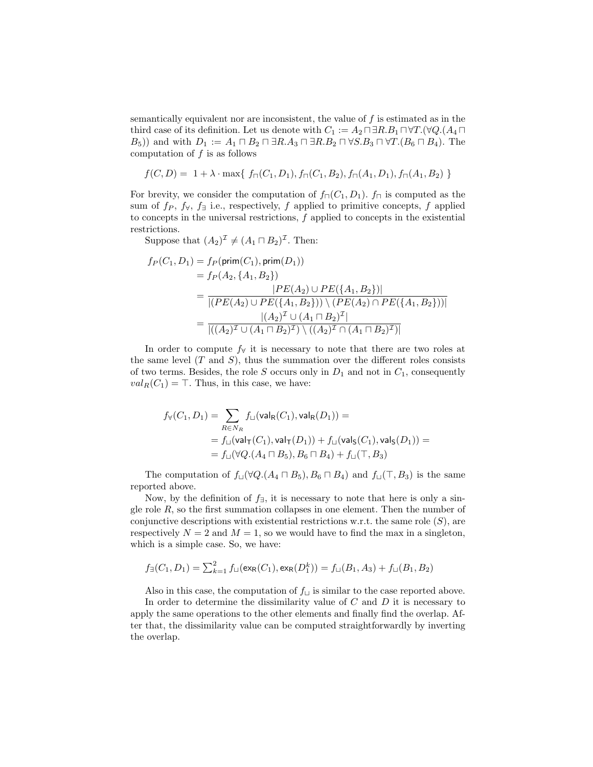semantically equivalent nor are inconsistent, the value of $f$ is estimated as in the third case of its definition. Let us denote with $C_1 := A_2 \sqcap \exists R.B_1 \sqcap \forall T.(\forall Q.(A_4 \sqcap B_5))$ and with $D_1 := A_1 \sqcap B_2 \sqcap \exists R.A_3 \sqcap \exists R.B_2 \sqcap \forall S.B_3 \sqcap \forall T.(B_6 \sqcap B_4)$. The computation of $f$ is as follows

$$f(C, D) = \ 1 + \lambda \cdot \max\{\ f_\sqcap(C_1, D_1), f_\sqcap(C_1, B_2), f_\sqcap(A_1, D_1), f_\sqcap(A_1, B_2)\ \}$$

For brevity, we consider the computation of $f_\sqcap(C_1, D_1)$. $f_\sqcap$ is computed as the sum of $f_P$, $f_\forall$, $f_\exists$ i.e., respectively, $f$ applied to primitive concepts, $f$ applied to concepts in the universal restrictions, $f$ applied to concepts in the existential restrictions.

Suppose that $(A_2)^\mathcal{I} \neq (A_1 \sqcap B_2)^\mathcal{I}$. Then:

$$\begin{aligned}
f_P(C_1, D_1) &= f_P(\mathsf{prim}(C_1), \mathsf{prim}(D_1)) \\
&= f_P(A_2, \{A_1, B_2\}) \\
&= \frac{|PE(A_2) \cup PE(\{A_1, B_2\})|}{|(PE(A_2) \cup PE(\{A_1, B_2\})) \setminus (PE(A_2) \cap PE(\{A_1, B_2\}))|} \\
&= \frac{|(A_2)^\mathcal{I} \cup (A_1 \sqcap B_2)^\mathcal{I}|}{|((A_2)^\mathcal{I} \cup (A_1 \sqcap B_2)^\mathcal{I}) \setminus ((A_2)^\mathcal{I} \cap (A_1 \sqcap B_2)^\mathcal{I})|}
\end{aligned}$$

In order to compute $f_\forall$ it is necessary to note that there are two roles at the same level ($T$ and $S$), thus the summation over the different roles consists of two terms. Besides, the role $S$ occurs only in $D_1$ and not in $C_1$, consequently $val_R(C_1) = \top$. Thus, in this case, we have:

$$\begin{aligned}
f_\forall(C_1, D_1) &= \sum_{R \in N_R} f_\sqcup(\mathsf{val_R}(C_1), \mathsf{val_R}(D_1)) = \\
&= f_\sqcup(\mathsf{val_T}(C_1), \mathsf{val_T}(D_1)) + f_\sqcup(\mathsf{val_S}(C_1), \mathsf{val_S}(D_1)) = \\
&= f_\sqcup(\forall Q.(A_4 \sqcap B_5), B_6 \sqcap B_4) + f_\sqcup(\top, B_3)
\end{aligned}$$

The computation of $f_\sqcup(\forall Q.(A_4 \sqcap B_5), B_6 \sqcap B_4)$ and $f_\sqcup(\top, B_3)$ is the same reported above.

Now, by the definition of $f_\exists$, it is necessary to note that here is only a single role $R$, so the first summation collapses in one element. Then the number of conjunctive descriptions with existential restrictions w.r.t. the same role ($S$), are respectively $N = 2$ and $M = 1$, so we would have to find the max in a singleton, which is a simple case. So, we have:

$$f_\exists(C_1, D_1) = \textstyle\sum_{k=1}^{2} f_\sqcup(\mathsf{ex_R}(C_1), \mathsf{ex_R}(D_1^k)) = f_\sqcup(B_1, A_3) + f_\sqcup(B_1, B_2)$$

Also in this case, the computation of $f_\sqcup$ is similar to the case reported above.

In order to determine the dissimilarity value of $C$ and $D$ it is necessary to apply the same operations to the other elements and finally find the overlap. After that, the dissimilarity value can be computed straightforwardly by inverting the overlap.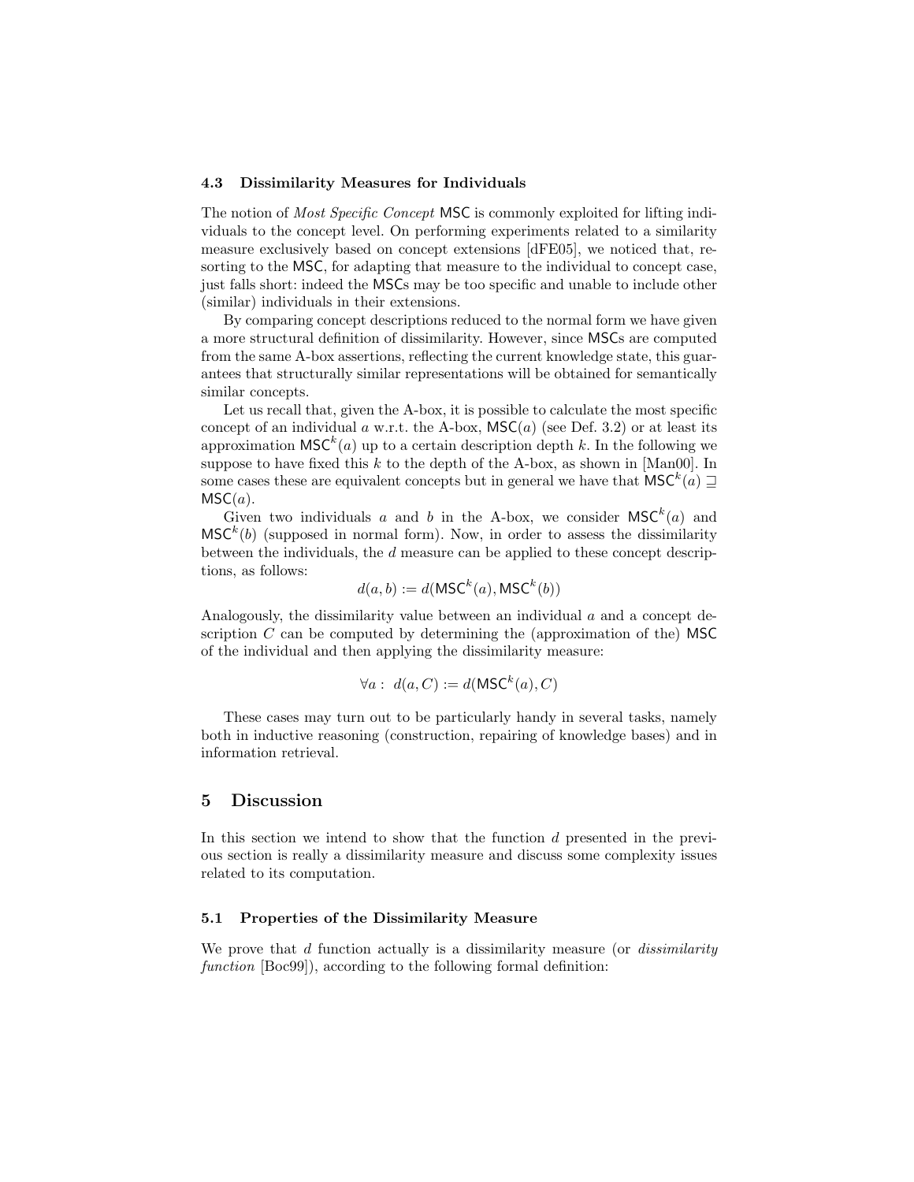### 4.3 Dissimilarity Measures for Individuals

The notion of *Most Specific Concept* MSC is commonly exploited for lifting individuals to the concept level. On performing experiments related to a similarity measure exclusively based on concept extensions [dFE05], we noticed that, resorting to the MSC, for adapting that measure to the individual to concept case, just falls short: indeed the MSCs may be too specific and unable to include other (similar) individuals in their extensions.

By comparing concept descriptions reduced to the normal form we have given a more structural definition of dissimilarity. However, since MSCs are computed from the same A-box assertions, reflecting the current knowledge state, this guarantees that structurally similar representations will be obtained for semantically similar concepts.

Let us recall that, given the A-box, it is possible to calculate the most specific concept of an individual $a$ w.r.t. the A-box, $\mathsf{MSC}(a)$ (see Def. 3.2) or at least its approximation $\mathsf{MSC}^k(a)$ up to a certain description depth $k$. In the following we suppose to have fixed this $k$ to the depth of the A-box, as shown in [Man00]. In some cases these are equivalent concepts but in general we have that $\mathsf{MSC}^k(a) \sqsupseteq \mathsf{MSC}(a)$.

Given two individuals $a$ and $b$ in the A-box, we consider $\mathsf{MSC}^k(a)$ and $\mathsf{MSC}^k(b)$ (supposed in normal form). Now, in order to assess the dissimilarity between the individuals, the $d$ measure can be applied to these concept descriptions, as follows:

$$d(a, b) := d(\mathsf{MSC}^k(a), \mathsf{MSC}^k(b))$$

Analogously, the dissimilarity value between an individual $a$ and a concept description $C$ can be computed by determining the (approximation of the) MSC of the individual and then applying the dissimilarity measure:

$$\forall a : \; d(a, C) := d(\mathsf{MSC}^k(a), C)$$

These cases may turn out to be particularly handy in several tasks, namely both in inductive reasoning (construction, repairing of knowledge bases) and in information retrieval.

## 5 Discussion

In this section we intend to show that the function $d$ presented in the previous section is really a dissimilarity measure and discuss some complexity issues related to its computation.

### 5.1 Properties of the Dissimilarity Measure

We prove that $d$ function actually is a dissimilarity measure (or *dissimilarity function* [Boc99]), according to the following formal definition: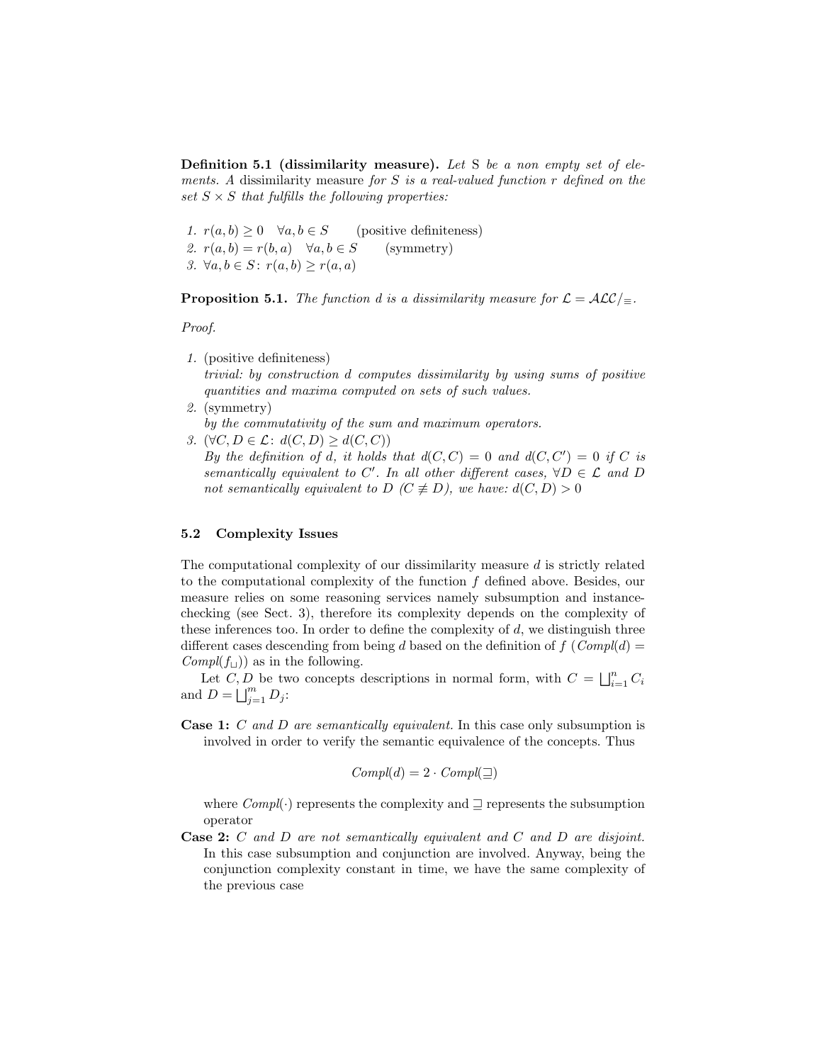**Definition 5.1 (dissimilarity measure).** *Let* S *be a non empty set of elements. A* dissimilarity measure *for* $S$ *is a real-valued function* $r$ *defined on the set* $S \times S$ *that fulfills the following properties:*

1. $r(a, b) \geq 0 \quad \forall a, b \in S$ (positive definiteness)
2. $r(a, b) = r(b, a) \quad \forall a, b \in S$ (symmetry)
3. $\forall a, b \in S\colon\ r(a, b) \geq r(a, a)$

**Proposition 5.1.** *The function* $d$ *is a dissimilarity measure for* $\mathcal{L} = \mathcal{ALC}/_{\equiv}$*.*

*Proof.*

1. (positive definiteness)
   *trivial: by construction* $d$ *computes dissimilarity by using sums of positive quantities and maxima computed on sets of such values.*
2. (symmetry)
   *by the commutativity of the sum and maximum operators.*
3. ($\forall C, D \in \mathcal{L}\colon\ d(C, D) \geq d(C, C)$)
   *By the definition of* $d$*, it holds that* $d(C, C) = 0$ *and* $d(C, C') = 0$ *if* $C$ *is semantically equivalent to* $C'$*. In all other different cases,* $\forall D \in \mathcal{L}$ *and* $D$ *not semantically equivalent to* $D$ ($C \not\equiv D$)*, we have:* $d(C, D) > 0$

### 5.2 Complexity Issues

The computational complexity of our dissimilarity measure $d$ is strictly related to the computational complexity of the function $f$ defined above. Besides, our measure relies on some reasoning services namely subsumption and instance-checking (see Sect. 3), therefore its complexity depends on the complexity of these inferences too. In order to define the complexity of $d$, we distinguish three different cases descending from being $d$ based on the definition of $f$ ($\mathit{Compl}(d) = \mathit{Compl}(f_{\sqcup})$) as in the following.

Let $C, D$ be two concepts descriptions in normal form, with $C = \bigsqcup_{i=1}^{n} C_i$ and $D = \bigsqcup_{j=1}^{m} D_j$:

**Case 1:** *C and D are semantically equivalent.* In this case only subsumption is involved in order to verify the semantic equivalence of the concepts. Thus

$$\mathit{Compl}(d) = 2 \cdot \mathit{Compl}(\sqsupseteq)$$

where $\mathit{Compl}(\cdot)$ represents the complexity and $\sqsupseteq$ represents the subsumption operator

**Case 2:** *C and D are not semantically equivalent and C and D are disjoint.* In this case subsumption and conjunction are involved. Anyway, being the conjunction complexity constant in time, we have the same complexity of the previous case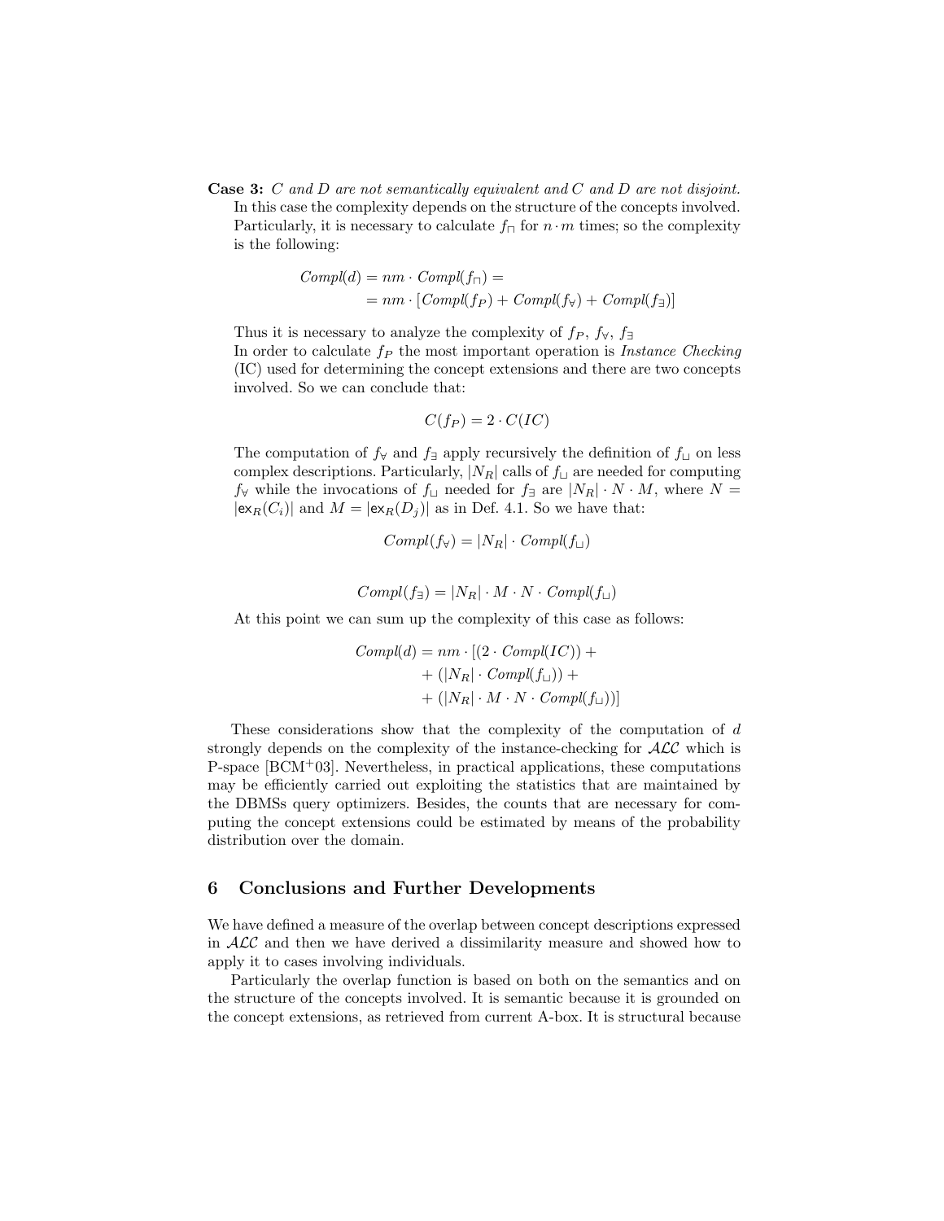**Case 3:** *C and D are not semantically equivalent and C and D are not disjoint.* In this case the complexity depends on the structure of the concepts involved. Particularly, it is necessary to calculate $f_\sqcap$ for $n \cdot m$ times; so the complexity is the following:

$$
\begin{aligned}
Compl(d) &= nm \cdot Compl(f_\sqcap) = \\
&= nm \cdot [Compl(f_P) + Compl(f_\forall) + Compl(f_\exists)]
\end{aligned}
$$

Thus it is necessary to analyze the complexity of $f_P$, $f_\forall$, $f_\exists$

In order to calculate $f_P$ the most important operation is *Instance Checking* (IC) used for determining the concept extensions and there are two concepts involved. So we can conclude that:

$$C(f_P) = 2 \cdot C(IC)$$

The computation of $f_\forall$ and $f_\exists$ apply recursively the definition of $f_\sqcup$ on less complex descriptions. Particularly, $|N_R|$ calls of $f_\sqcup$ are needed for computing $f_\forall$ while the invocations of $f_\sqcup$ needed for $f_\exists$ are $|N_R| \cdot N \cdot M$, where $N = |\mathsf{ex}_R(C_i)|$ and $M = |\mathsf{ex}_R(D_j)|$ as in Def. 4.1. So we have that:

$$Compl(f_\forall) = |N_R| \cdot Compl(f_\sqcup)$$

$$Compl(f_\exists) = |N_R| \cdot M \cdot N \cdot Compl(f_\sqcup)$$

At this point we can sum up the complexity of this case as follows:

$$
\begin{aligned}
Compl(d) = nm \cdot [&(2 \cdot Compl(IC)) + \\
&+ (|N_R| \cdot Compl(f_\sqcup)) + \\
&+ (|N_R| \cdot M \cdot N \cdot Compl(f_\sqcup))]
\end{aligned}
$$

These considerations show that the complexity of the computation of $d$ strongly depends on the complexity of the instance-checking for $\mathcal{ALC}$ which is P-space [BCM+03]. Nevertheless, in practical applications, these computations may be efficiently carried out exploiting the statistics that are maintained by the DBMSs query optimizers. Besides, the counts that are necessary for computing the concept extensions could be estimated by means of the probability distribution over the domain.

## 6 Conclusions and Further Developments

We have defined a measure of the overlap between concept descriptions expressed in $\mathcal{ALC}$ and then we have derived a dissimilarity measure and showed how to apply it to cases involving individuals.

Particularly the overlap function is based on both on the semantics and on the structure of the concepts involved. It is semantic because it is grounded on the concept extensions, as retrieved from current A-box. It is structural because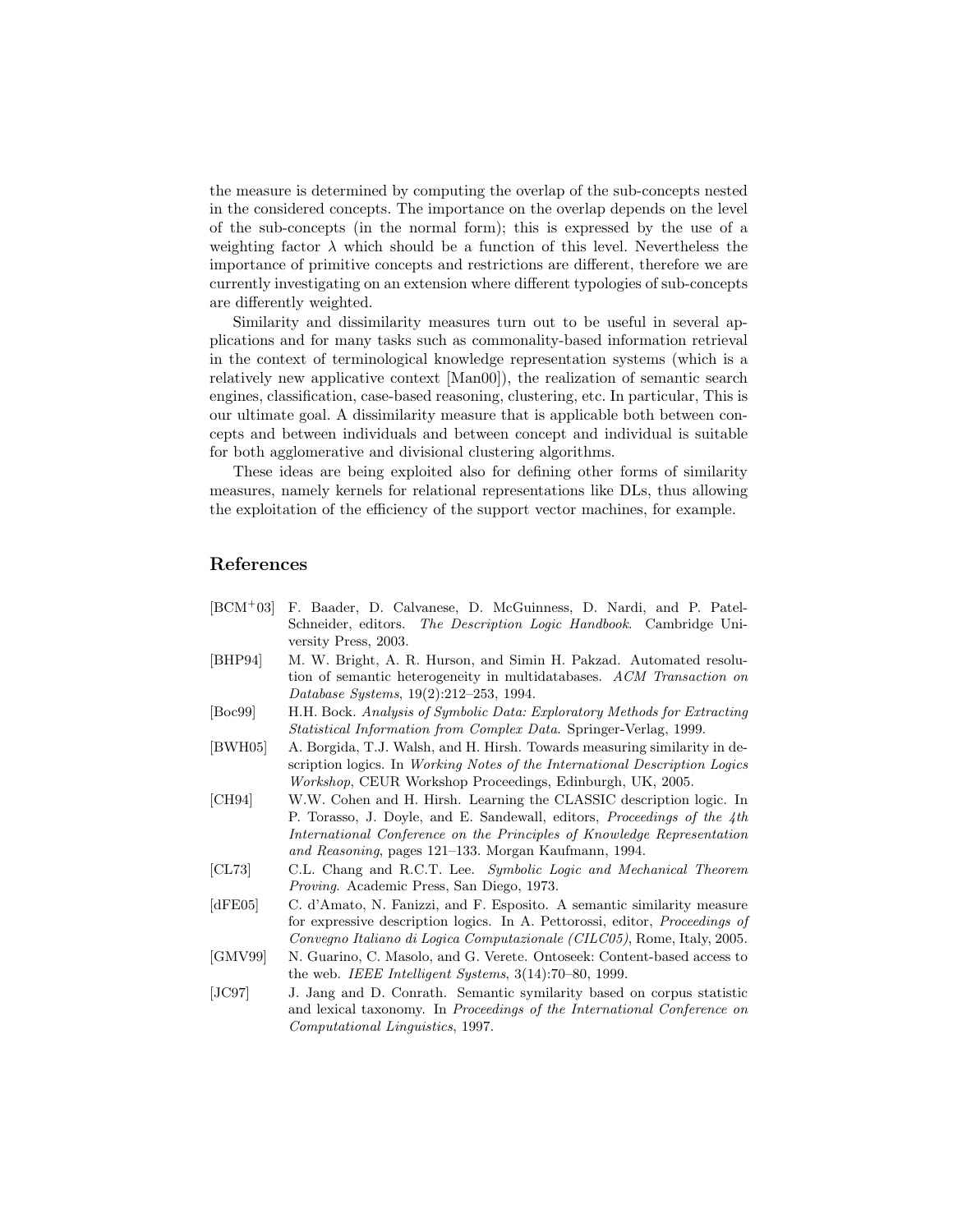the measure is determined by computing the overlap of the sub-concepts nested in the considered concepts. The importance on the overlap depends on the level of the sub-concepts (in the normal form); this is expressed by the use of a weighting factor $\lambda$ which should be a function of this level. Nevertheless the importance of primitive concepts and restrictions are different, therefore we are currently investigating on an extension where different typologies of sub-concepts are differently weighted.

Similarity and dissimilarity measures turn out to be useful in several applications and for many tasks such as commonality-based information retrieval in the context of terminological knowledge representation systems (which is a relatively new applicative context [Man00]), the realization of semantic search engines, classification, case-based reasoning, clustering, etc. In particular, This is our ultimate goal. A dissimilarity measure that is applicable both between concepts and between individuals and between concept and individual is suitable for both agglomerative and divisional clustering algorithms.

These ideas are being exploited also for defining other forms of similarity measures, namely kernels for relational representations like DLs, thus allowing the exploitation of the efficiency of the support vector machines, for example.

## References

[BCM+03] F. Baader, D. Calvanese, D. McGuinness, D. Nardi, and P. Patel-Schneider, editors. *The Description Logic Handbook*. Cambridge University Press, 2003.

[BHP94] M. W. Bright, A. R. Hurson, and Simin H. Pakzad. Automated resolution of semantic heterogeneity in multidatabases. *ACM Transaction on Database Systems*, 19(2):212–253, 1994.

[Boc99] H.H. Bock. *Analysis of Symbolic Data: Exploratory Methods for Extracting Statistical Information from Complex Data*. Springer-Verlag, 1999.

[BWH05] A. Borgida, T.J. Walsh, and H. Hirsh. Towards measuring similarity in description logics. In *Working Notes of the International Description Logics Workshop*, CEUR Workshop Proceedings, Edinburgh, UK, 2005.

[CH94] W.W. Cohen and H. Hirsh. Learning the CLASSIC description logic. In P. Torasso, J. Doyle, and E. Sandewall, editors, *Proceedings of the 4th International Conference on the Principles of Knowledge Representation and Reasoning*, pages 121–133. Morgan Kaufmann, 1994.

[CL73] C.L. Chang and R.C.T. Lee. *Symbolic Logic and Mechanical Theorem Proving*. Academic Press, San Diego, 1973.

[dFE05] C. d'Amato, N. Fanizzi, and F. Esposito. A semantic similarity measure for expressive description logics. In A. Pettorossi, editor, *Proceedings of Convegno Italiano di Logica Computazionale (CILC05)*, Rome, Italy, 2005.

[GMV99] N. Guarino, C. Masolo, and G. Verete. Ontoseek: Content-based access to the web. *IEEE Intelligent Systems*, 3(14):70–80, 1999.

[JC97] J. Jang and D. Conrath. Semantic symilarity based on corpus statistic and lexical taxonomy. In *Proceedings of the International Conference on Computational Linguistics*, 1997.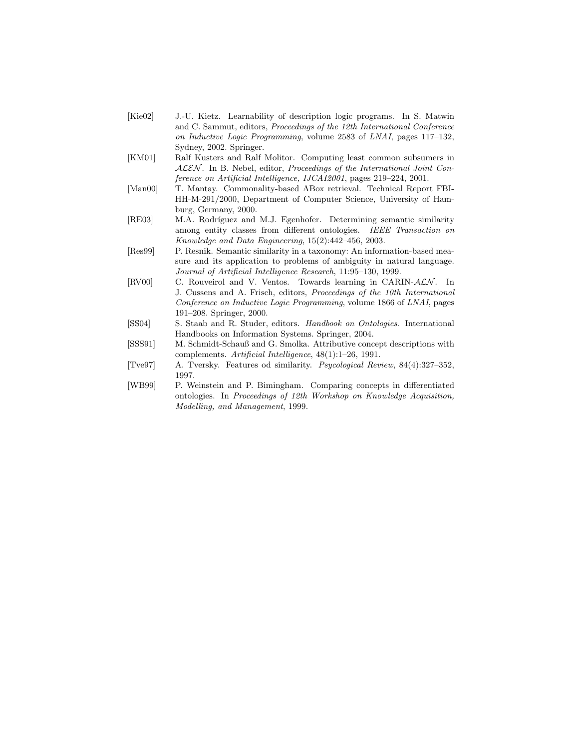[Kie02] J.-U. Kietz. Learnability of description logic programs. In S. Matwin and C. Sammut, editors, *Proceedings of the 12th International Conference on Inductive Logic Programming*, volume 2583 of *LNAI*, pages 117–132, Sydney, 2002. Springer.

[KM01] Ralf Kusters and Ralf Molitor. Computing least common subsumers in $\mathcal{ALEN}$. In B. Nebel, editor, *Proceedings of the International Joint Conference on Artificial Intelligence, IJCAI2001*, pages 219–224, 2001.

[Man00] T. Mantay. Commonality-based ABox retrieval. Technical Report FBI-HH-M-291/2000, Department of Computer Science, University of Hamburg, Germany, 2000.

[RE03] M.A. Rodríguez and M.J. Egenhofer. Determining semantic similarity among entity classes from different ontologies. *IEEE Transaction on Knowledge and Data Engineering*, 15(2):442–456, 2003.

[Res99] P. Resnik. Semantic similarity in a taxonomy: An information-based measure and its application to problems of ambiguity in natural language. *Journal of Artificial Intelligence Research*, 11:95–130, 1999.

[RV00] C. Rouveirol and V. Ventos. Towards learning in CARIN-$\mathcal{ALN}$. In J. Cussens and A. Frisch, editors, *Proceedings of the 10th International Conference on Inductive Logic Programming*, volume 1866 of *LNAI*, pages 191–208. Springer, 2000.

[SS04] S. Staab and R. Studer, editors. *Handbook on Ontologies*. International Handbooks on Information Systems. Springer, 2004.

[SSS91] M. Schmidt-Schauß and G. Smolka. Attributive concept descriptions with complements. *Artificial Intelligence*, 48(1):1–26, 1991.

[Tve97] A. Tversky. Features od similarity. *Psycological Review*, 84(4):327–352, 1997.

[WB99] P. Weinstein and P. Bimingham. Comparing concepts in differentiated ontologies. In *Proceedings of 12th Workshop on Knowledge Acquisition, Modelling, and Management*, 1999.